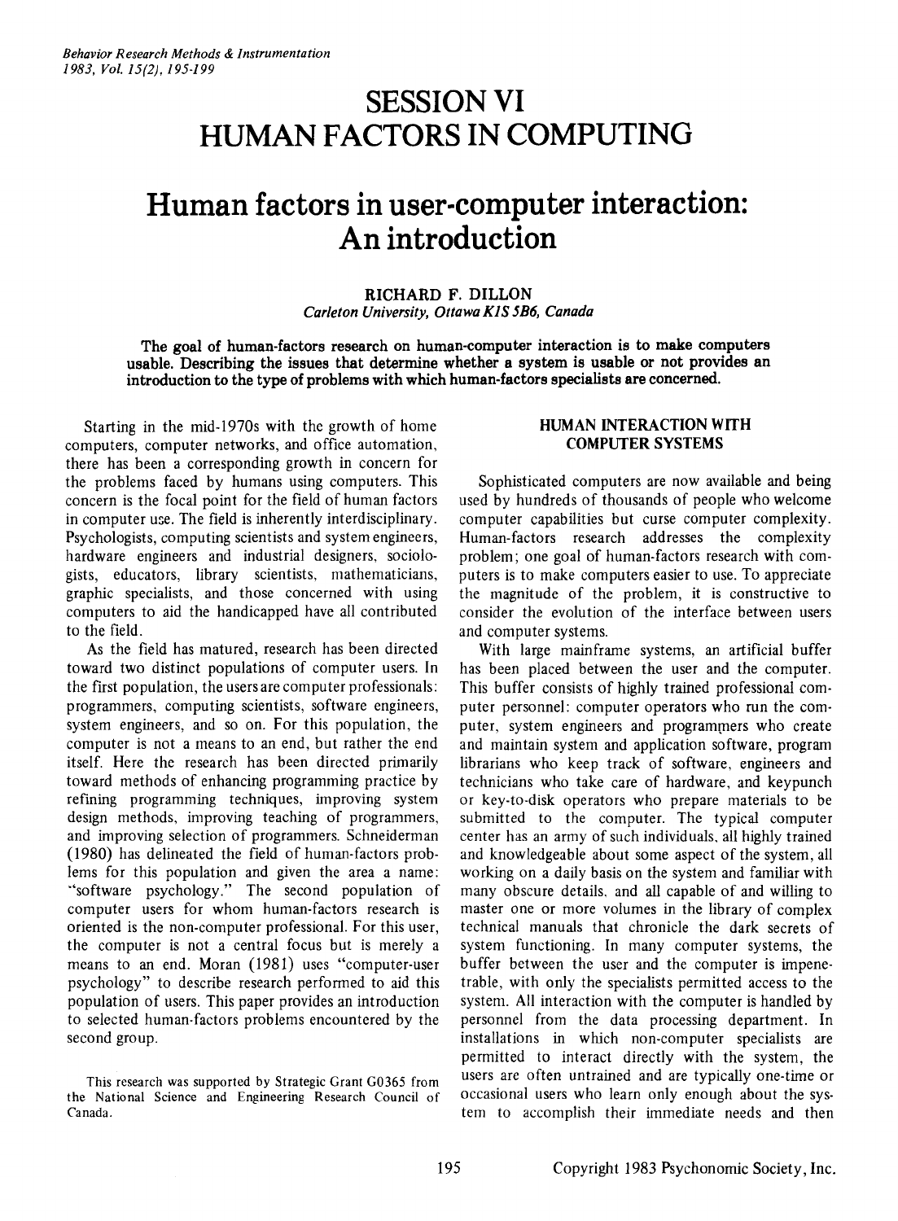# SESSION VI HUMAN FACTORS IN COMPUTING

## Human factors in user-computer interaction: An introduction

RICHARD F. DILLON
*Carleton University, Ottawa K1S 5B6, Canada*

**The goal of human-factors research on human-computer interaction is to make computers usable. Describing the issues that determine whether a system is usable or not provides an introduction to the type of problems with which human-factors specialists are concerned.**

Starting in the mid-1970s with the growth of home computers, computer networks, and office automation, there has been a corresponding growth in concern for the problems faced by humans using computers. This concern is the focal point for the field of human factors in computer use. The field is inherently interdisciplinary. Psychologists, computing scientists and system engineers, hardware engineers and industrial designers, sociologists, educators, library scientists, mathematicians, graphic specialists, and those concerned with using computers to aid the handicapped have all contributed to the field.

As the field has matured, research has been directed toward two distinct populations of computer users. In the first population, the users are computer professionals: programmers, computing scientists, software engineers, system engineers, and so on. For this population, the computer is not a means to an end, but rather the end itself. Here the research has been directed primarily toward methods of enhancing programming practice by refining programming techniques, improving system design methods, improving teaching of programmers, and improving selection of programmers. Schneiderman (1980) has delineated the field of human-factors problems for this population and given the area a name: "software psychology." The second population of computer users for whom human-factors research is oriented is the non-computer professional. For this user, the computer is not a central focus but is merely a means to an end. Moran (1981) uses "computer-user psychology" to describe research performed to aid this population of users. This paper provides an introduction to selected human-factors problems encountered by the second group.

This research was supported by Strategic Grant G0365 from the National Science and Engineering Research Council of Canada.

### HUMAN INTERACTION WITH COMPUTER SYSTEMS

Sophisticated computers are now available and being used by hundreds of thousands of people who welcome computer capabilities but curse computer complexity. Human-factors research addresses the complexity problem; one goal of human-factors research with computers is to make computers easier to use. To appreciate the magnitude of the problem, it is constructive to consider the evolution of the interface between users and computer systems.

With large mainframe systems, an artificial buffer has been placed between the user and the computer. This buffer consists of highly trained professional computer personnel: computer operators who run the computer, system engineers and programmers who create and maintain system and application software, program librarians who keep track of software, engineers and technicians who take care of hardware, and keypunch or key-to-disk operators who prepare materials to be submitted to the computer. The typical computer center has an army of such individuals, all highly trained and knowledgeable about some aspect of the system, all working on a daily basis on the system and familiar with many obscure details, and all capable of and willing to master one or more volumes in the library of complex technical manuals that chronicle the dark secrets of system functioning. In many computer systems, the buffer between the user and the computer is impenetrable, with only the specialists permitted access to the system. All interaction with the computer is handled by personnel from the data processing department. In installations in which non-computer specialists are permitted to interact directly with the system, the users are often untrained and are typically one-time or occasional users who learn only enough about the system to accomplish their immediate needs and then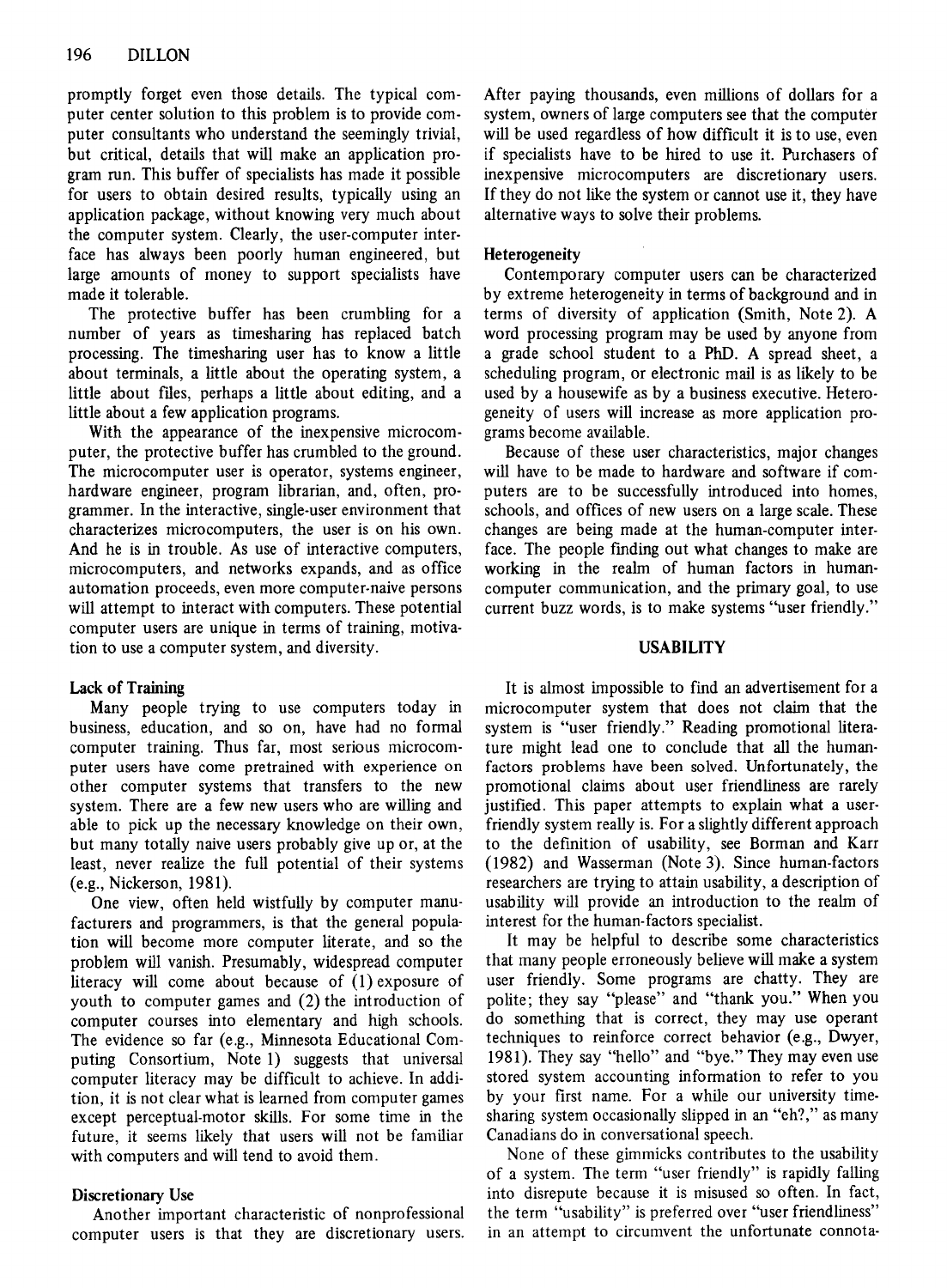promptly forget even those details. The typical computer center solution to this problem is to provide computer consultants who understand the seemingly trivial, but critical, details that will make an application program run. This buffer of specialists has made it possible for users to obtain desired results, typically using an application package, without knowing very much about the computer system. Clearly, the user-computer interface has always been poorly human engineered, but large amounts of money to support specialists have made it tolerable.

The protective buffer has been crumbling for a number of years as timesharing has replaced batch processing. The timesharing user has to know a little about terminals, a little about the operating system, a little about files, perhaps a little about editing, and a little about a few application programs.

With the appearance of the inexpensive microcomputer, the protective buffer has crumbled to the ground. The microcomputer user is operator, systems engineer, hardware engineer, program librarian, and, often, programmer. In the interactive, single-user environment that characterizes microcomputers, the user is on his own. And he is in trouble. As use of interactive computers, microcomputers, and networks expands, and as office automation proceeds, even more computer-naive persons will attempt to interact with computers. These potential computer users are unique in terms of training, motivation to use a computer system, and diversity.

### Lack of Training

Many people trying to use computers today in business, education, and so on, have had no formal computer training. Thus far, most serious microcomputer users have come pretrained with experience on other computer systems that transfers to the new system. There are a few new users who are willing and able to pick up the necessary knowledge on their own, but many totally naive users probably give up or, at the least, never realize the full potential of their systems (e.g., Nickerson, 1981).

One view, often held wistfully by computer manufacturers and programmers, is that the general population will become more computer literate, and so the problem will vanish. Presumably, widespread computer literacy will come about because of (1) exposure of youth to computer games and (2) the introduction of computer courses into elementary and high schools. The evidence so far (e.g., Minnesota Educational Computing Consortium, Note 1) suggests that universal computer literacy may be difficult to achieve. In addition, it is not clear what is learned from computer games except perceptual-motor skills. For some time in the future, it seems likely that users will not be familiar with computers and will tend to avoid them.

### Discretionary Use

Another important characteristic of nonprofessional computer users is that they are discretionary users. After paying thousands, even millions of dollars for a system, owners of large computers see that the computer will be used regardless of how difficult it is to use, even if specialists have to be hired to use it. Purchasers of inexpensive microcomputers are discretionary users. If they do not like the system or cannot use it, they have alternative ways to solve their problems.

### Heterogeneity

Contemporary computer users can be characterized by extreme heterogeneity in terms of background and in terms of diversity of application (Smith, Note 2). A word processing program may be used by anyone from a grade school student to a PhD. A spread sheet, a scheduling program, or electronic mail is as likely to be used by a housewife as by a business executive. Heterogeneity of users will increase as more application programs become available.

Because of these user characteristics, major changes will have to be made to hardware and software if computers are to be successfully introduced into homes, schools, and offices of new users on a large scale. These changes are being made at the human-computer interface. The people finding out what changes to make are working in the realm of human factors in human-computer communication, and the primary goal, to use current buzz words, is to make systems "user friendly."

## USABILITY

It is almost impossible to find an advertisement for a microcomputer system that does not claim that the system is "user friendly." Reading promotional literature might lead one to conclude that all the human-factors problems have been solved. Unfortunately, the promotional claims about user friendliness are rarely justified. This paper attempts to explain what a user-friendly system really is. For a slightly different approach to the definition of usability, see Borman and Karr (1982) and Wasserman (Note 3). Since human-factors researchers are trying to attain usability, a description of usability will provide an introduction to the realm of interest for the human-factors specialist.

It may be helpful to describe some characteristics that many people erroneously believe will make a system user friendly. Some programs are chatty. They are polite; they say "please" and "thank you." When you do something that is correct, they may use operant techniques to reinforce correct behavior (e.g., Dwyer, 1981). They say "hello" and "bye." They may even use stored system accounting information to refer to you by your first name. For a while our university timesharing system occasionally slipped in an "eh?," as many Canadians do in conversational speech.

None of these gimmicks contributes to the usability of a system. The term "user friendly" is rapidly falling into disrepute because it is misused so often. In fact, the term "usability" is preferred over "user friendliness" in an attempt to circumvent the unfortunate connota-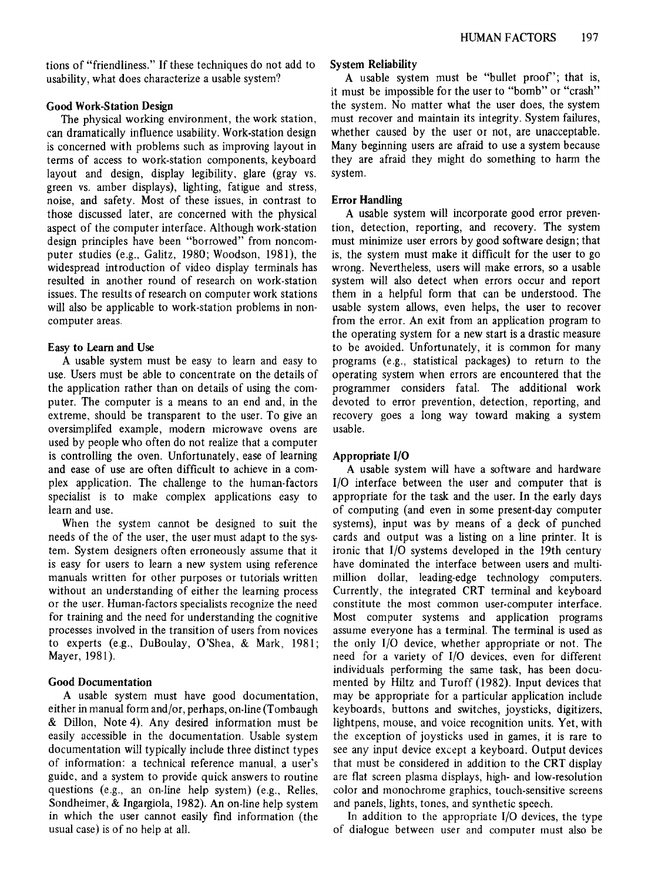tions of "friendliness." If these techniques do not add to usability, what does characterize a usable system?

### Good Work-Station Design

The physical working environment, the work station, can dramatically influence usability. Work-station design is concerned with problems such as improving layout in terms of access to work-station components, keyboard layout and design, display legibility, glare (gray vs. green vs. amber displays), lighting, fatigue and stress, noise, and safety. Most of these issues, in contrast to those discussed later, are concerned with the physical aspect of the computer interface. Although work-station design principles have been "borrowed" from noncomputer studies (e.g., Galitz, 1980; Woodson, 1981), the widespread introduction of video display terminals has resulted in another round of research on work-station issues. The results of research on computer work stations will also be applicable to work-station problems in noncomputer areas.

### Easy to Learn and Use

A usable system must be easy to learn and easy to use. Users must be able to concentrate on the details of the application rather than on details of using the computer. The computer is a means to an end and, in the extreme, should be transparent to the user. To give an oversimplifed example, modern microwave ovens are used by people who often do not realize that a computer is controlling the oven. Unfortunately, ease of learning and ease of use are often difficult to achieve in a complex application. The challenge to the human-factors specialist is to make complex applications easy to learn and use.

When the system cannot be designed to suit the needs of the of the user, the user must adapt to the system. System designers often erroneously assume that it is easy for users to learn a new system using reference manuals written for other purposes or tutorials written without an understanding of either the learning process or the user. Human-factors specialists recognize the need for training and the need for understanding the cognitive processes involved in the transition of users from novices to experts (e.g., DuBoulay, O'Shea, & Mark, 1981; Mayer, 1981).

### Good Documentation

A usable system must have good documentation, either in manual form and/or, perhaps, on-line (Tombaugh & Dillon, Note 4). Any desired information must be easily accessible in the documentation. Usable system documentation will typically include three distinct types of information: a technical reference manual, a user's guide, and a system to provide quick answers to routine questions (e.g., an on-line help system) (e.g., Relles, Sondheimer, & Ingargiola, 1982). An on-line help system in which the user cannot easily find information (the usual case) is of no help at all.

### System Reliability

A usable system must be "bullet proof"; that is, it must be impossible for the user to "bomb" or "crash" the system. No matter what the user does, the system must recover and maintain its integrity. System failures, whether caused by the user or not, are unacceptable. Many beginning users are afraid to use a system because they are afraid they might do something to harm the system.

### Error Handling

A usable system will incorporate good error prevention, detection, reporting, and recovery. The system must minimize user errors by good software design; that is, the system must make it difficult for the user to go wrong. Nevertheless, users will make errors, so a usable system will also detect when errors occur and report them in a helpful form that can be understood. The usable system allows, even helps, the user to recover from the error. An exit from an application program to the operating system for a new start is a drastic measure to be avoided. Unfortunately, it is common for many programs (e.g., statistical packages) to return to the operating system when errors are encountered that the programmer considers fatal. The additional work devoted to error prevention, detection, reporting, and recovery goes a long way toward making a system usable.

### Appropriate I/O

A usable system will have a software and hardware I/O interface between the user and computer that is appropriate for the task and the user. In the early days of computing (and even in some present-day computer systems), input was by means of a deck of punched cards and output was a listing on a line printer. It is ironic that I/O systems developed in the 19th century have dominated the interface between users and multimillion dollar, leading-edge technology computers. Currently, the integrated CRT terminal and keyboard constitute the most common user-computer interface. Most computer systems and application programs assume everyone has a terminal. The terminal is used as the only I/O device, whether appropriate or not. The need for a variety of I/O devices, even for different individuals performing the same task, has been documented by Hiltz and Turoff (1982). Input devices that may be appropriate for a particular application include keyboards, buttons and switches, joysticks, digitizers, lightpens, mouse, and voice recognition units. Yet, with the exception of joysticks used in games, it is rare to see any input device except a keyboard. Output devices that must be considered in addition to the CRT display are flat screen plasma displays, high- and low-resolution color and monochrome graphics, touch-sensitive screens and panels, lights, tones, and synthetic speech.

In addition to the appropriate I/O devices, the type of dialogue between user and computer must also be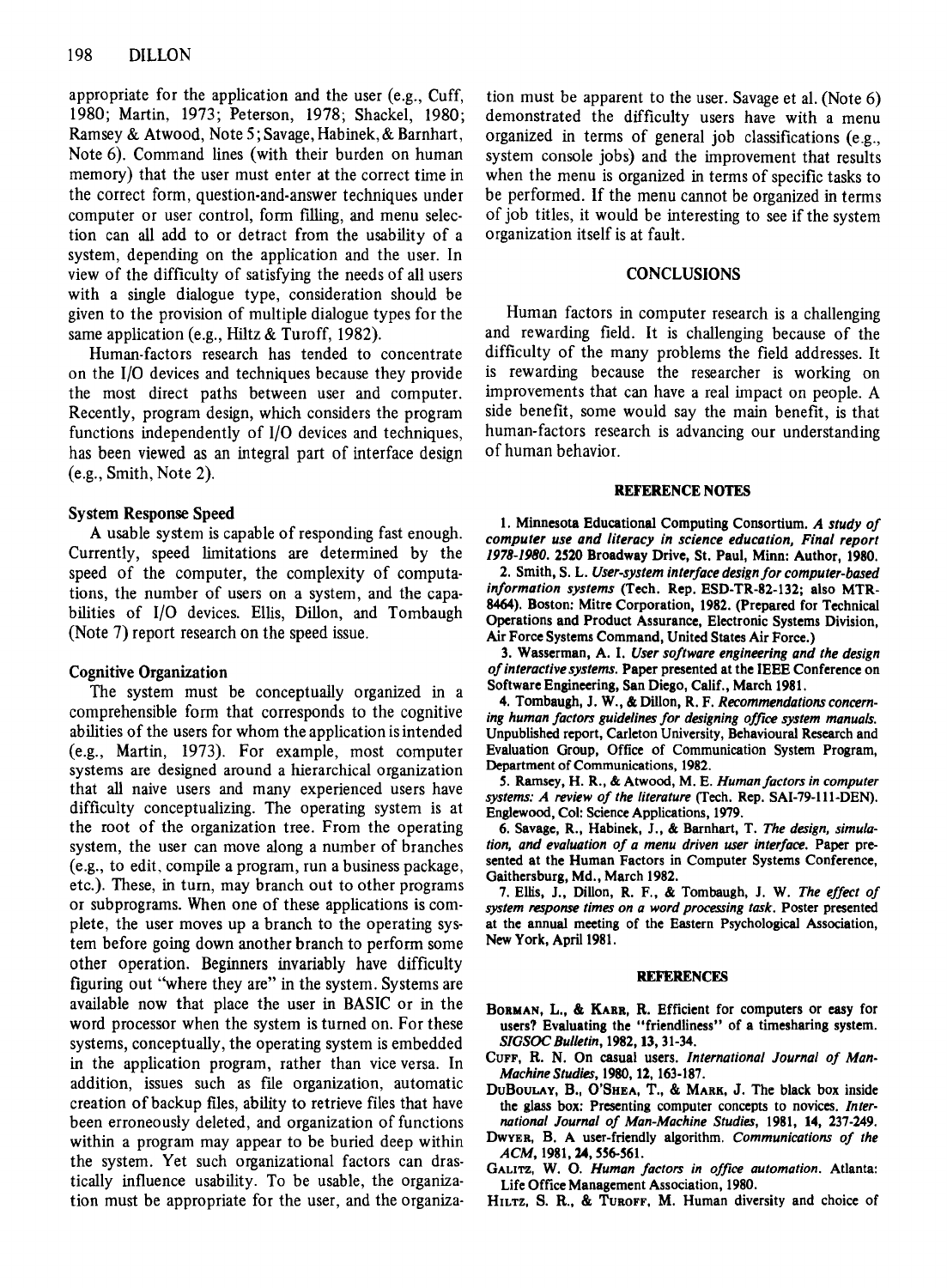appropriate for the application and the user (e.g., Cuff, 1980; Martin, 1973; Peterson, 1978; Shackel, 1980; Ramsey & Atwood, Note 5; Savage, Habinek, & Barnhart, Note 6). Command lines (with their burden on human memory) that the user must enter at the correct time in the correct form, question-and-answer techniques under computer or user control, form filling, and menu selection can all add to or detract from the usability of a system, depending on the application and the user. In view of the difficulty of satisfying the needs of all users with a single dialogue type, consideration should be given to the provision of multiple dialogue types for the same application (e.g., Hiltz & Turoff, 1982).

Human-factors research has tended to concentrate on the I/O devices and techniques because they provide the most direct paths between user and computer. Recently, program design, which considers the program functions independently of I/O devices and techniques, has been viewed as an integral part of interface design (e.g., Smith, Note 2).

### System Response Speed

A usable system is capable of responding fast enough. Currently, speed limitations are determined by the speed of the computer, the complexity of computations, the number of users on a system, and the capabilities of I/O devices. Ellis, Dillon, and Tombaugh (Note 7) report research on the speed issue.

### Cognitive Organization

The system must be conceptually organized in a comprehensible form that corresponds to the cognitive abilities of the users for whom the application is intended (e.g., Martin, 1973). For example, most computer systems are designed around a hierarchical organization that all naive users and many experienced users have difficulty conceptualizing. The operating system is at the root of the organization tree. From the operating system, the user can move along a number of branches (e.g., to edit, compile a program, run a business package, etc.). These, in turn, may branch out to other programs or subprograms. When one of these applications is complete, the user moves up a branch to the operating system before going down another branch to perform some other operation. Beginners invariably have difficulty figuring out "where they are" in the system. Systems are available now that place the user in BASIC or in the word processor when the system is turned on. For these systems, conceptually, the operating system is embedded in the application program, rather than vice versa. In addition, issues such as file organization, automatic creation of backup files, ability to retrieve files that have been erroneously deleted, and organization of functions within a program may appear to be buried deep within the system. Yet such organizational factors can drastically influence usability. To be usable, the organization must be appropriate for the user, and the organization must be apparent to the user. Savage et al. (Note 6) demonstrated the difficulty users have with a menu organized in terms of general job classifications (e.g., system console jobs) and the improvement that results when the menu is organized in terms of specific tasks to be performed. If the menu cannot be organized in terms of job titles, it would be interesting to see if the system organization itself is at fault.

## CONCLUSIONS

Human factors in computer research is a challenging and rewarding field. It is challenging because of the difficulty of the many problems the field addresses. It is rewarding because the researcher is working on improvements that can have a real impact on people. A side benefit, some would say the main benefit, is that human-factors research is advancing our understanding of human behavior.

## REFERENCE NOTES

1. Minnesota Educational Computing Consortium. *A study of computer use and literacy in science education, Final report 1978-1980.* 2520 Broadway Drive, St. Paul, Minn: Author, 1980.

2. Smith, S. L. *User-system interface design for computer-based information systems* (Tech. Rep. ESD-TR-82-132; also MTR-8464). Boston: Mitre Corporation, 1982. (Prepared for Technical Operations and Product Assurance, Electronic Systems Division, Air Force Systems Command, United States Air Force.)

3. Wasserman, A. I. *User software engineering and the design of interactive systems.* Paper presented at the IEEE Conference on Software Engineering, San Diego, Calif., March 1981.

4. Tombaugh, J. W., & Dillon, R. F. *Recommendations concerning human factors guidelines for designing office system manuals.* Unpublished report, Carleton University, Behavioural Research and Evaluation Group, Office of Communication System Program, Department of Communications, 1982.

5. Ramsey, H. R., & Atwood, M. E. *Human factors in computer systems: A review of the literature* (Tech. Rep. SAI-79-111-DEN). Englewood, Col: Science Applications, 1979.

6. Savage, R., Habinek, J., & Barnhart, T. *The design, simulation, and evaluation of a menu driven user interface.* Paper presented at the Human Factors in Computer Systems Conference, Gaithersburg, Md., March 1982.

7. Ellis, J., Dillon, R. F., & Tombaugh, J. W. *The effect of system response times on a word processing task.* Poster presented at the annual meeting of the Eastern Psychological Association, New York, April 1981.

## REFERENCES

Borman, L., & Karr, R. Efficient for computers or easy for users? Evaluating the "friendliness" of a timesharing system. *SIGSOC Bulletin*, 1982, **13**, 31-34.

Cuff, R. N. On casual users. *International Journal of Man-Machine Studies*, 1980, **12**, 163-187.

DuBoulay, B., O'Shea, T., & Mark, J. The black box inside the glass box: Presenting computer concepts to novices. *International Journal of Man-Machine Studies*, 1981, **14**, 237-249.

Dwyer, B. A user-friendly algorithm. *Communications of the ACM*, 1981, **24**, 556-561.

Galitz, W. O. *Human factors in office automation.* Atlanta: Life Office Management Association, 1980.

Hiltz, S. R., & Turoff, M. Human diversity and choice of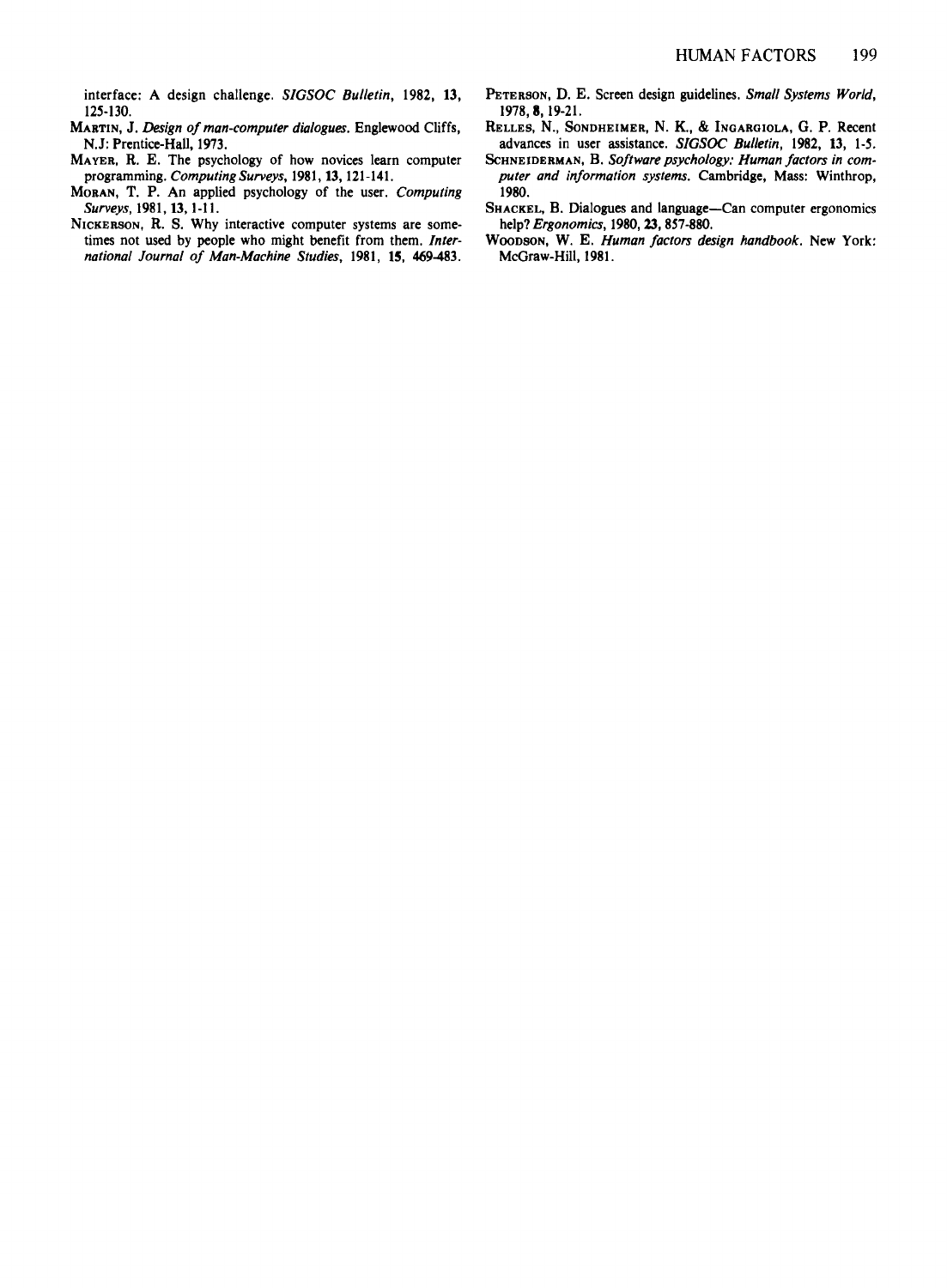interface: A design challenge. *SIGSOC Bulletin*, 1982, **13**, 125-130.

Martin, J. *Design of man-computer dialogues*. Englewood Cliffs, N.J: Prentice-Hall, 1973.

Mayer, R. E. The psychology of how novices learn computer programming. *Computing Surveys*, 1981, **13**, 121-141.

Moran, T. P. An applied psychology of the user. *Computing Surveys*, 1981, **13**, 1-11.

Nickerson, R. S. Why interactive computer systems are sometimes not used by people who might benefit from them. *International Journal of Man-Machine Studies*, 1981, **15**, 469-483.

Peterson, D. E. Screen design guidelines. *Small Systems World*, 1978, **8**, 19-21.

Relles, N., Sondheimer, N. K., & Ingargiola, G. P. Recent advances in user assistance. *SIGSOC Bulletin*, 1982, **13**, 1-5.

Schneiderman, B. *Software psychology: Human factors in computer and information systems*. Cambridge, Mass: Winthrop, 1980.

Shackel, B. Dialogues and language—Can computer ergonomics help? *Ergonomics*, 1980, **23**, 857-880.

Woodson, W. E. *Human factors design handbook*. New York: McGraw-Hill, 1981.